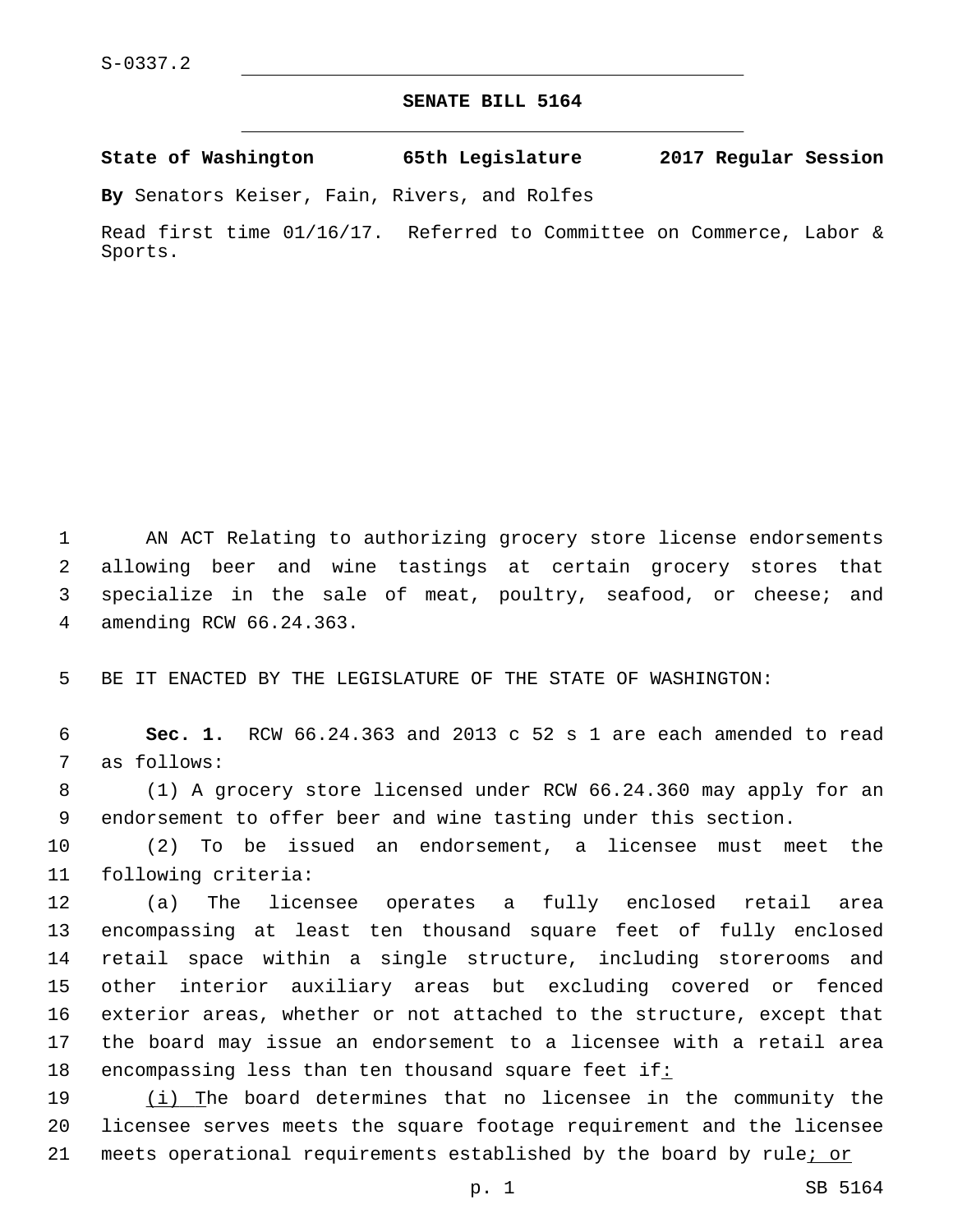S-0337.2

# SENATE BILL 5164

**State of Washington 65th Legislature 2017 Regular Session**

**By** Senators Keiser, Fain, Rivers, and Rolfes

Read first time 01/16/17. Referred to Committee on Commerce, Labor & Sports.

AN ACT Relating to authorizing grocery store license endorsements allowing beer and wine tastings at certain grocery stores that specialize in the sale of meat, poultry, seafood, or cheese; and amending RCW 66.24.363.

BE IT ENACTED BY THE LEGISLATURE OF THE STATE OF WASHINGTON:

**Sec. 1.** RCW 66.24.363 and 2013 c 52 s 1 are each amended to read as follows:

(1) A grocery store licensed under RCW 66.24.360 may apply for an endorsement to offer beer and wine tasting under this section.

(2) To be issued an endorsement, a licensee must meet the following criteria:

(a) The licensee operates a fully enclosed retail area encompassing at least ten thousand square feet of fully enclosed retail space within a single structure, including storerooms and other interior auxiliary areas but excluding covered or fenced exterior areas, whether or not attached to the structure, except that the board may issue an endorsement to a licensee with a retail area encompassing less than ten thousand square feet if<ins>:</ins>

<ins>(i) T</ins>he board determines that no licensee in the community the licensee serves meets the square footage requirement and the licensee meets operational requirements established by the board by rule<ins>; or</ins>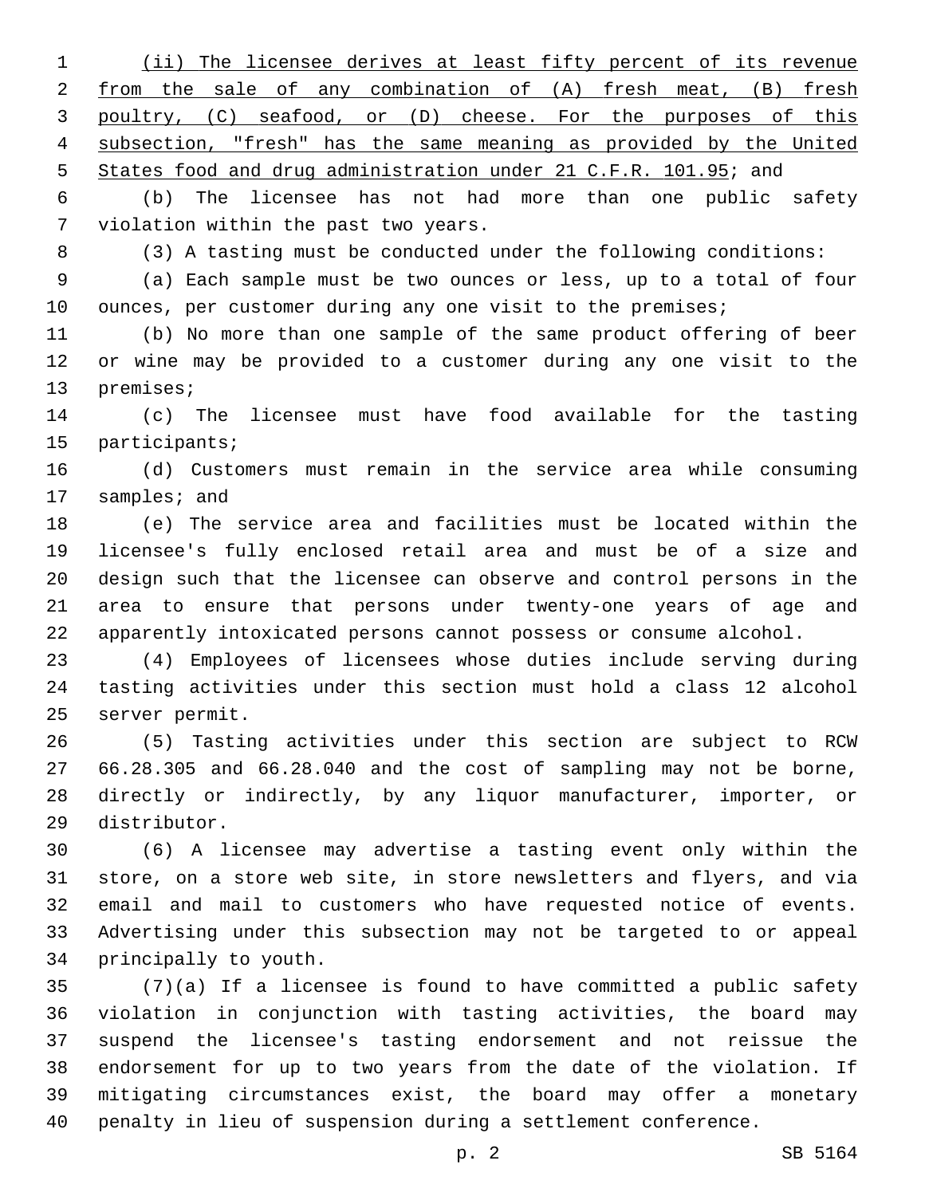(ii) The licensee derives at least fifty percent of its revenue from the sale of any combination of (A) fresh meat, (B) fresh poultry, (C) seafood, or (D) cheese. For the purposes of this subsection, "fresh" has the same meaning as provided by the United States food and drug administration under 21 C.F.R. 101.95; and

(b) The licensee has not had more than one public safety violation within the past two years.

(3) A tasting must be conducted under the following conditions:

(a) Each sample must be two ounces or less, up to a total of four ounces, per customer during any one visit to the premises;

(b) No more than one sample of the same product offering of beer or wine may be provided to a customer during any one visit to the premises;

(c) The licensee must have food available for the tasting participants;

(d) Customers must remain in the service area while consuming samples; and

(e) The service area and facilities must be located within the licensee's fully enclosed retail area and must be of a size and design such that the licensee can observe and control persons in the area to ensure that persons under twenty-one years of age and apparently intoxicated persons cannot possess or consume alcohol.

(4) Employees of licensees whose duties include serving during tasting activities under this section must hold a class 12 alcohol server permit.

(5) Tasting activities under this section are subject to RCW 66.28.305 and 66.28.040 and the cost of sampling may not be borne, directly or indirectly, by any liquor manufacturer, importer, or distributor.

(6) A licensee may advertise a tasting event only within the store, on a store web site, in store newsletters and flyers, and via email and mail to customers who have requested notice of events. Advertising under this subsection may not be targeted to or appeal principally to youth.

(7)(a) If a licensee is found to have committed a public safety violation in conjunction with tasting activities, the board may suspend the licensee's tasting endorsement and not reissue the endorsement for up to two years from the date of the violation. If mitigating circumstances exist, the board may offer a monetary penalty in lieu of suspension during a settlement conference.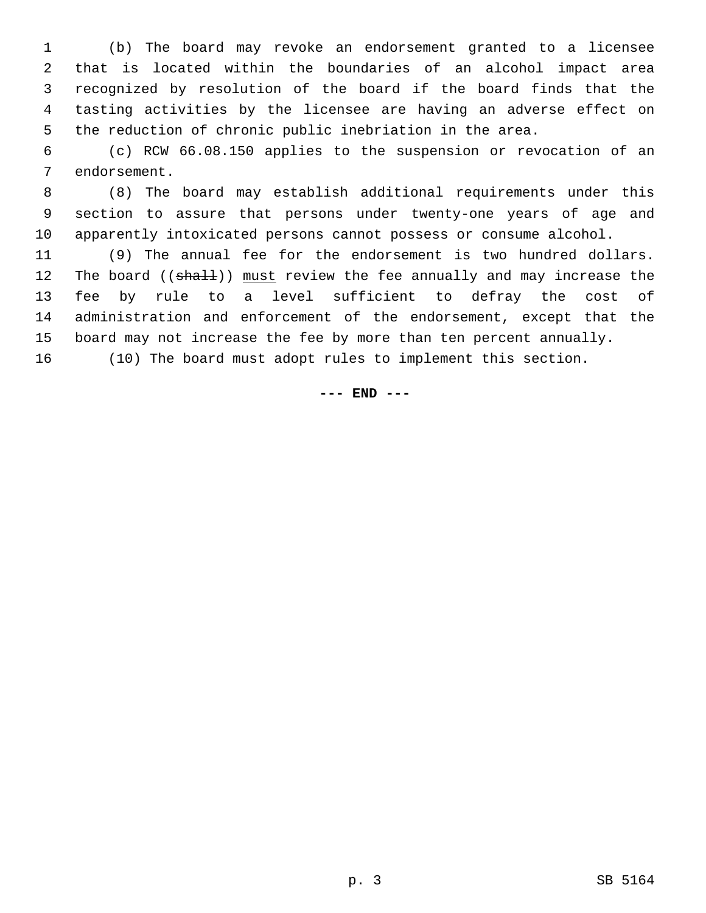(b) The board may revoke an endorsement granted to a licensee that is located within the boundaries of an alcohol impact area recognized by resolution of the board if the board finds that the tasting activities by the licensee are having an adverse effect on the reduction of chronic public inebriation in the area.

(c) RCW 66.08.150 applies to the suspension or revocation of an endorsement.

(8) The board may establish additional requirements under this section to assure that persons under twenty-one years of age and apparently intoxicated persons cannot possess or consume alcohol.

(9) The annual fee for the endorsement is two hundred dollars. The board ((~~shall~~)) <u>must</u> review the fee annually and may increase the fee by rule to a level sufficient to defray the cost of administration and enforcement of the endorsement, except that the board may not increase the fee by more than ten percent annually.

(10) The board must adopt rules to implement this section.

**--- END ---**